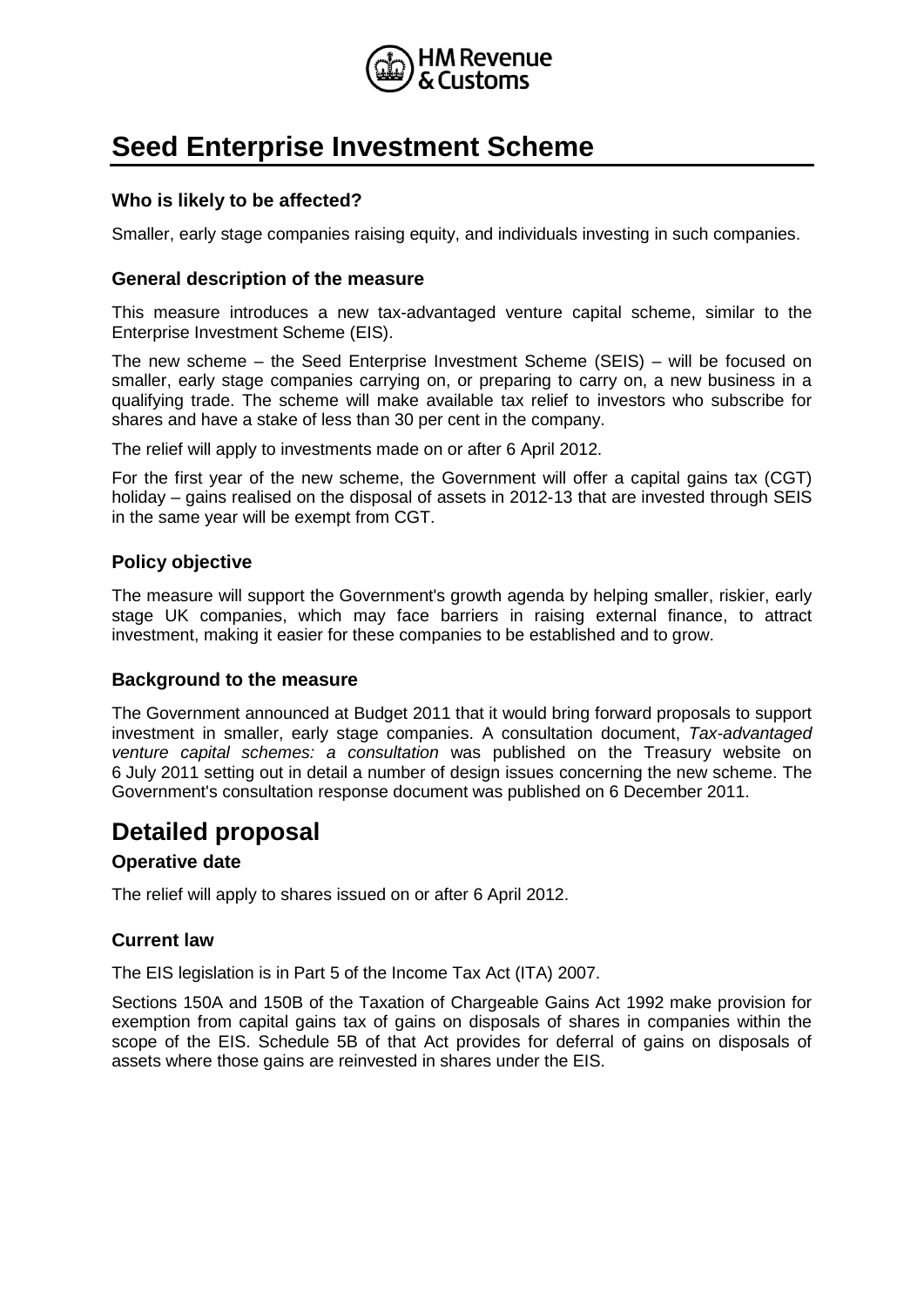HM Revenue & Customs

# Seed Enterprise Investment Scheme

### Who is likely to be affected?

Smaller, early stage companies raising equity, and individuals investing in such companies.

### General description of the measure

This measure introduces a new tax-advantaged venture capital scheme, similar to the Enterprise Investment Scheme (EIS).

The new scheme – the Seed Enterprise Investment Scheme (SEIS) – will be focused on smaller, early stage companies carrying on, or preparing to carry on, a new business in a qualifying trade. The scheme will make available tax relief to investors who subscribe for shares and have a stake of less than 30 per cent in the company.

The relief will apply to investments made on or after 6 April 2012.

For the first year of the new scheme, the Government will offer a capital gains tax (CGT) holiday – gains realised on the disposal of assets in 2012-13 that are invested through SEIS in the same year will be exempt from CGT.

### Policy objective

The measure will support the Government's growth agenda by helping smaller, riskier, early stage UK companies, which may face barriers in raising external finance, to attract investment, making it easier for these companies to be established and to grow.

### Background to the measure

The Government announced at Budget 2011 that it would bring forward proposals to support investment in smaller, early stage companies. A consultation document, *Tax-advantaged venture capital schemes: a consultation* was published on the Treasury website on 6 July 2011 setting out in detail a number of design issues concerning the new scheme. The Government's consultation response document was published on 6 December 2011.

## Detailed proposal

### Operative date

The relief will apply to shares issued on or after 6 April 2012.

### Current law

The EIS legislation is in Part 5 of the Income Tax Act (ITA) 2007.

Sections 150A and 150B of the Taxation of Chargeable Gains Act 1992 make provision for exemption from capital gains tax of gains on disposals of shares in companies within the scope of the EIS. Schedule 5B of that Act provides for deferral of gains on disposals of assets where those gains are reinvested in shares under the EIS.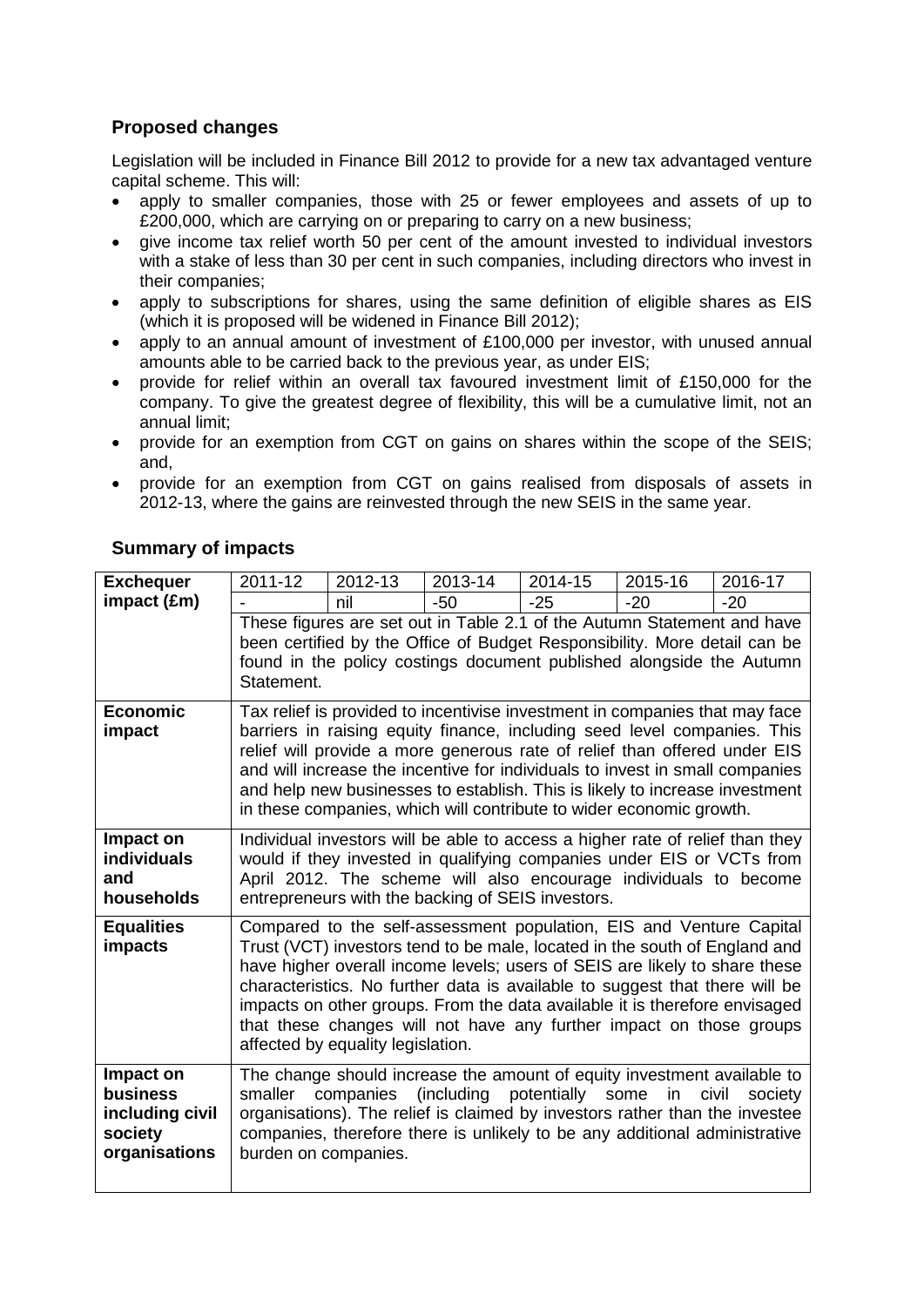## Proposed changes

Legislation will be included in Finance Bill 2012 to provide for a new tax advantaged venture capital scheme. This will:

- apply to smaller companies, those with 25 or fewer employees and assets of up to £200,000, which are carrying on or preparing to carry on a new business;
- give income tax relief worth 50 per cent of the amount invested to individual investors with a stake of less than 30 per cent in such companies, including directors who invest in their companies;
- apply to subscriptions for shares, using the same definition of eligible shares as EIS (which it is proposed will be widened in Finance Bill 2012);
- apply to an annual amount of investment of £100,000 per investor, with unused annual amounts able to be carried back to the previous year, as under EIS;
- provide for relief within an overall tax favoured investment limit of £150,000 for the company. To give the greatest degree of flexibility, this will be a cumulative limit, not an annual limit;
- provide for an exemption from CGT on gains on shares within the scope of the SEIS; and,
- provide for an exemption from CGT on gains realised from disposals of assets in 2012-13, where the gains are reinvested through the new SEIS in the same year.

## Summary of impacts

| | | | | | | |
|---|---|---|---|---|---|---|
| **Exchequer impact (£m)** | 2011-12 | 2012-13 | 2013-14 | 2014-15 | 2015-16 | 2016-17 |
| | - | nil | -50 | -25 | -20 | -20 |
| | These figures are set out in Table 2.1 of the Autumn Statement and have been certified by the Office of Budget Responsibility. More detail can be found in the policy costings document published alongside the Autumn Statement. | | | | | |
| **Economic impact** | Tax relief is provided to incentivise investment in companies that may face barriers in raising equity finance, including seed level companies. This relief will provide a more generous rate of relief than offered under EIS and will increase the incentive for individuals to invest in small companies and help new businesses to establish. This is likely to increase investment in these companies, which will contribute to wider economic growth. | | | | | |
| **Impact on individuals and households** | Individual investors will be able to access a higher rate of relief than they would if they invested in qualifying companies under EIS or VCTs from April 2012. The scheme will also encourage individuals to become entrepreneurs with the backing of SEIS investors. | | | | | |
| **Equalities impacts** | Compared to the self-assessment population, EIS and Venture Capital Trust (VCT) investors tend to be male, located in the south of England and have higher overall income levels; users of SEIS are likely to share these characteristics. No further data is available to suggest that there will be impacts on other groups. From the data available it is therefore envisaged that these changes will not have any further impact on those groups affected by equality legislation. | | | | | |
| **Impact on business including civil society organisations** | The change should increase the amount of equity investment available to smaller companies (including potentially some in civil society organisations). The relief is claimed by investors rather than the investee companies, therefore there is unlikely to be any additional administrative burden on companies. | | | | | |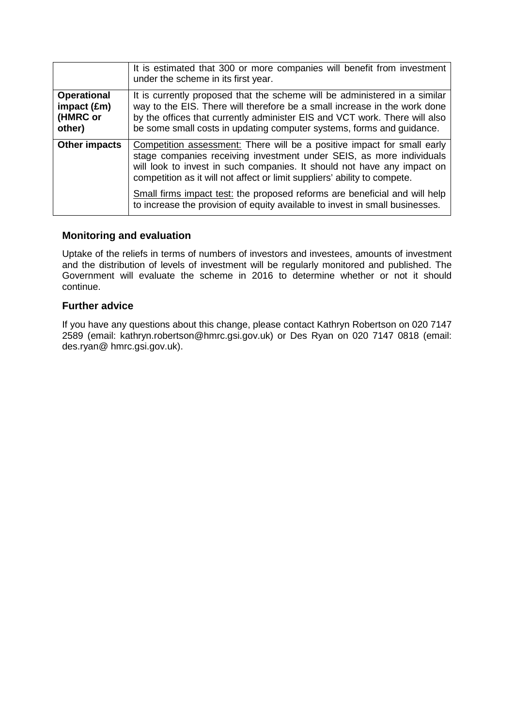| | |
|---|---|
| | It is estimated that 300 or more companies will benefit from investment under the scheme in its first year. |
| **Operational impact (£m) (HMRC or other)** | It is currently proposed that the scheme will be administered in a similar way to the EIS. There will therefore be a small increase in the work done by the offices that currently administer EIS and VCT work. There will also be some small costs in updating computer systems, forms and guidance. |
| **Other impacts** | Competition assessment: There will be a positive impact for small early stage companies receiving investment under SEIS, as more individuals will look to invest in such companies. It should not have any impact on competition as it will not affect or limit suppliers' ability to compete.<br><br>Small firms impact test: the proposed reforms are beneficial and will help to increase the provision of equity available to invest in small businesses. |

## Monitoring and evaluation

Uptake of the reliefs in terms of numbers of investors and investees, amounts of investment and the distribution of levels of investment will be regularly monitored and published. The Government will evaluate the scheme in 2016 to determine whether or not it should continue.

## Further advice

If you have any questions about this change, please contact Kathryn Robertson on 020 7147 2589 (email: kathryn.robertson@hmrc.gsi.gov.uk) or Des Ryan on 020 7147 0818 (email: des.ryan@ hmrc.gsi.gov.uk).